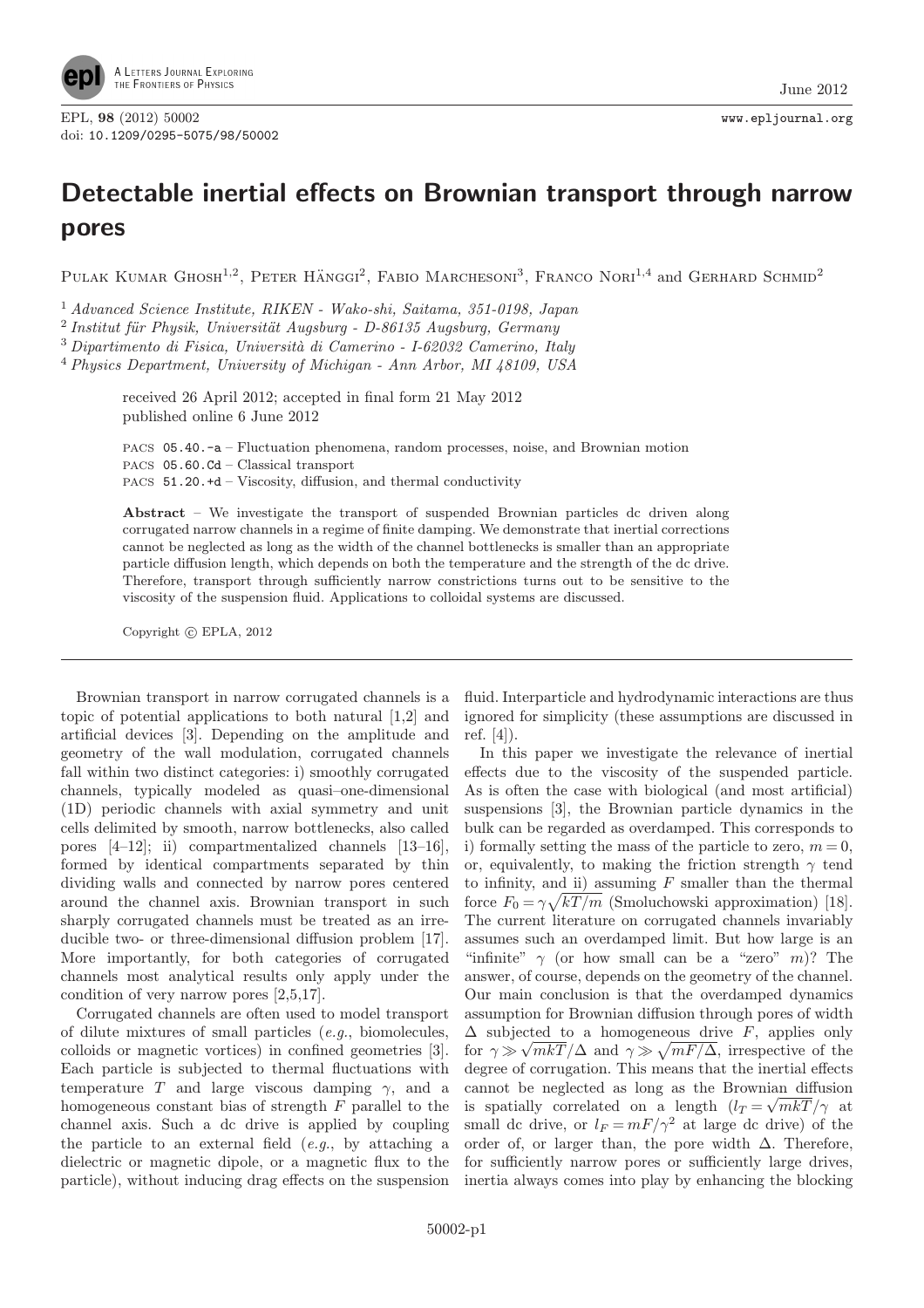# Detectable inertial effects on Brownian transport through narrow pores

Pulak Kumar Ghosh[1,2], Peter Hänggi[2], Fabio Marchesoni[3], Franco Nori[1,4] and Gerhard Schmid[2]

[1] *Advanced Science Institute, RIKEN - Wako-shi, Saitama, 351-0198, Japan*
[2] *Institut für Physik, Universität Augsburg - D-86135 Augsburg, Germany*
[3] *Dipartimento di Fisica, Università di Camerino - I-62032 Camerino, Italy*
[4] *Physics Department, University of Michigan - Ann Arbor, MI 48109, USA*

received 26 April 2012; accepted in final form 21 May 2012
published online 6 June 2012

PACS 05.40.-a – Fluctuation phenomena, random processes, noise, and Brownian motion
PACS 05.60.Cd – Classical transport
PACS 51.20.+d – Viscosity, diffusion, and thermal conductivity

**Abstract** – We investigate the transport of suspended Brownian particles dc driven along corrugated narrow channels in a regime of finite damping. We demonstrate that inertial corrections cannot be neglected as long as the width of the channel bottlenecks is smaller than an appropriate particle diffusion length, which depends on both the temperature and the strength of the dc drive. Therefore, transport through sufficiently narrow constrictions turns out to be sensitive to the viscosity of the suspension fluid. Applications to colloidal systems are discussed.

Copyright © EPLA, 2012

Brownian transport in narrow corrugated channels is a topic of potential applications to both natural [1,2] and artificial devices [3]. Depending on the amplitude and geometry of the wall modulation, corrugated channels fall within two distinct categories: i) smoothly corrugated channels, typically modeled as quasi–one-dimensional (1D) periodic channels with axial symmetry and unit cells delimited by smooth, narrow bottlenecks, also called pores [4–12]; ii) compartmentalized channels [13–16], formed by identical compartments separated by thin dividing walls and connected by narrow pores centered around the channel axis. Brownian transport in such sharply corrugated channels must be treated as an irreducible two- or three-dimensional diffusion problem [17]. More importantly, for both categories of corrugated channels most analytical results only apply under the condition of very narrow pores [2,5,17].

Corrugated channels are often used to model transport of dilute mixtures of small particles (*e.g.*, biomolecules, colloids or magnetic vortices) in confined geometries [3]. Each particle is subjected to thermal fluctuations with temperature $T$ and large viscous damping $\gamma$, and a homogeneous constant bias of strength $F$ parallel to the channel axis. Such a dc drive is applied by coupling the particle to an external field (*e.g.*, by attaching a dielectric or magnetic dipole, or a magnetic flux to the particle), without inducing drag effects on the suspension fluid. Interparticle and hydrodynamic interactions are thus ignored for simplicity (these assumptions are discussed in ref. [4]).

In this paper we investigate the relevance of inertial effects due to the viscosity of the suspended particle. As is often the case with biological (and most artificial) suspensions [3], the Brownian particle dynamics in the bulk can be regarded as overdamped. This corresponds to i) formally setting the mass of the particle to zero, $m = 0$, or, equivalently, to making the friction strength $\gamma$ tend to infinity, and ii) assuming $F$ smaller than the thermal force $F_0 = \gamma\sqrt{kT/m}$ (Smoluchowski approximation) [18]. The current literature on corrugated channels invariably assumes such an overdamped limit. But how large is an "infinite" $\gamma$ (or how small can be a "zero" $m$)? The answer, of course, depends on the geometry of the channel. Our main conclusion is that the overdamped dynamics assumption for Brownian diffusion through pores of width $\Delta$ subjected to a homogeneous drive $F$, applies only for $\gamma \gg \sqrt{mkT}/\Delta$ and $\gamma \gg \sqrt{mF/\Delta}$, irrespective of the degree of corrugation. This means that the inertial effects cannot be neglected as long as the Brownian diffusion is spatially correlated on a length ($l_T = \sqrt{mkT}/\gamma$ at small dc drive, or $l_F = mF/\gamma^2$ at large dc drive) of the order of, or larger than, the pore width $\Delta$. Therefore, for sufficiently narrow pores or sufficiently large drives, inertia always comes into play by enhancing the blocking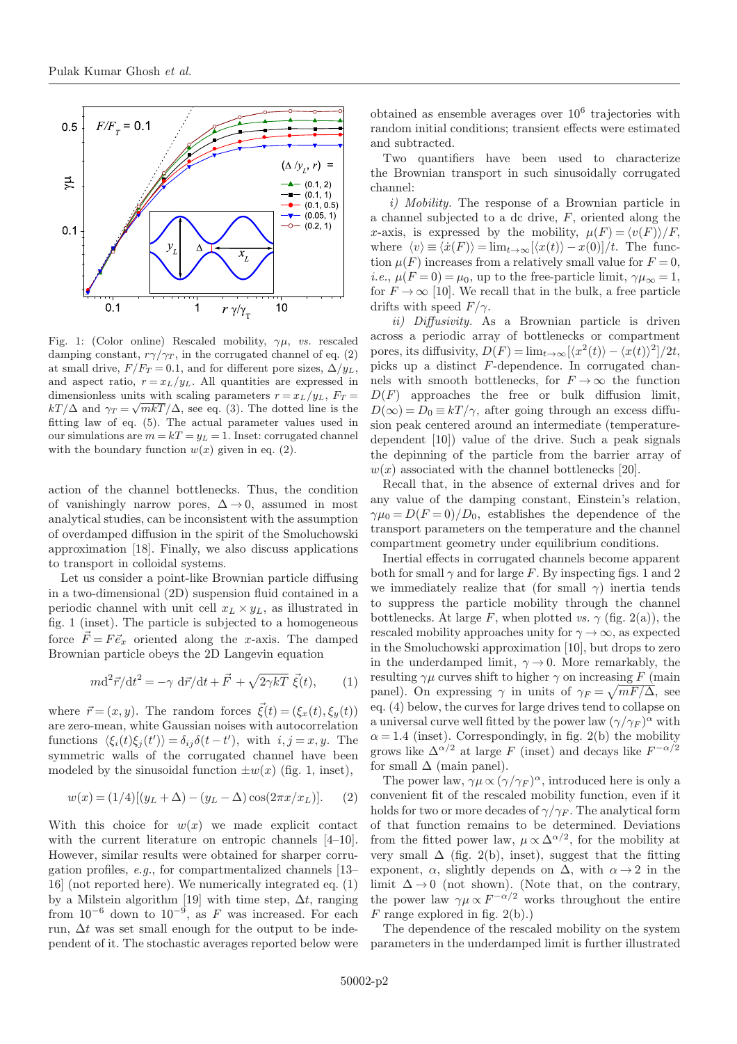Fig. 1: (Color online) Rescaled mobility, $\gamma\mu$, *vs.* rescaled damping constant, $r\gamma/\gamma_T$, in the corrugated channel of eq. (2) at small drive, $F/F_T = 0.1$, and for different pore sizes, $\Delta/y_L$, and aspect ratio, $r = x_L/y_L$. All quantities are expressed in dimensionless units with scaling parameters $r = x_L/y_L$, $F_T = kT/\Delta$ and $\gamma_T = \sqrt{mkT}/\Delta$, see eq. (3). The dotted line is the fitting law of eq. (5). The actual parameter values used in our simulations are $m = kT = y_L = 1$. Inset: corrugated channel with the boundary function $w(x)$ given in eq. (2).

action of the channel bottlenecks. Thus, the condition of vanishingly narrow pores, $\Delta \to 0$, assumed in most analytical studies, can be inconsistent with the assumption of overdamped diffusion in the spirit of the Smoluchowski approximation [18]. Finally, we also discuss applications to transport in colloidal systems.

Let us consider a point-like Brownian particle diffusing in a two-dimensional (2D) suspension fluid contained in a periodic channel with unit cell $x_L \times y_L$, as illustrated in fig. 1 (inset). The particle is subjected to a homogeneous force $\vec{F} = F\vec{e}_x$ oriented along the $x$-axis. The damped Brownian particle obeys the 2D Langevin equation

$$m\mathrm{d}^2\vec{r}/\mathrm{d}t^2 = -\gamma\ \mathrm{d}\vec{r}/\mathrm{d}t + \vec{F} + \sqrt{2\gamma kT}\ \vec{\xi}(t), \qquad (1)$$

where $\vec{r} = (x, y)$. The random forces $\vec{\xi}(t) = (\xi_x(t), \xi_y(t))$ are zero-mean, white Gaussian noises with autocorrelation functions $\langle \xi_i(t)\xi_j(t')\rangle = \delta_{ij}\delta(t-t')$, with $i, j = x, y$. The symmetric walls of the corrugated channel have been modeled by the sinusoidal function $\pm w(x)$ (fig. 1, inset),

$$w(x) = (1/4)[(y_L + \Delta) - (y_L - \Delta)\cos(2\pi x/x_L)]. \qquad (2)$$

With this choice for $w(x)$ we made explicit contact with the current literature on entropic channels [4–10]. However, similar results were obtained for sharper corrugation profiles, *e.g.*, for compartmentalized channels [13–16] (not reported here). We numerically integrated eq. (1) by a Milstein algorithm [19] with time step, $\Delta t$, ranging from $10^{-6}$ down to $10^{-9}$, as $F$ was increased. For each run, $\Delta t$ was set small enough for the output to be independent of it. The stochastic averages reported below were obtained as ensemble averages over $10^6$ trajectories with random initial conditions; transient effects were estimated and subtracted.

Two quantifiers have been used to characterize the Brownian transport in such sinusoidally corrugated channel:

*i) Mobility.* The response of a Brownian particle in a channel subjected to a dc drive, $F$, oriented along the $x$-axis, is expressed by the mobility, $\mu(F) = \langle v(F)\rangle/F$, where $\langle v\rangle \equiv \langle \dot{x}(F)\rangle = \lim_{t\to\infty}[\langle x(t)\rangle - x(0)]/t$. The function $\mu(F)$ increases from a relatively small value for $F = 0$, *i.e.*, $\mu(F=0) = \mu_0$, up to the free-particle limit, $\gamma\mu_\infty = 1$, for $F \to \infty$ [10]. We recall that in the bulk, a free particle drifts with speed $F/\gamma$.

*ii) Diffusivity.* As a Brownian particle is driven across a periodic array of bottlenecks or compartment pores, its diffusivity, $D(F) = \lim_{t\to\infty}[\langle x^2(t)\rangle - \langle x(t)\rangle^2]/2t$, picks up a distinct $F$-dependence. In corrugated channels with smooth bottlenecks, for $F \to \infty$ the function $D(F)$ approaches the free or bulk diffusion limit, $D(\infty) = D_0 \equiv kT/\gamma$, after going through an excess diffusion peak centered around an intermediate (temperature-dependent [10]) value of the drive. Such a peak signals the depinning of the particle from the barrier array of $w(x)$ associated with the channel bottlenecks [20].

Recall that, in the absence of external drives and for any value of the damping constant, Einstein's relation, $\gamma\mu_0 = D(F=0)/D_0$, establishes the dependence of the transport parameters on the temperature and the channel compartment geometry under equilibrium conditions.

Inertial effects in corrugated channels become apparent both for small $\gamma$ and for large $F$. By inspecting figs. 1 and 2 we immediately realize that (for small $\gamma$) inertia tends to suppress the particle mobility through the channel bottlenecks. At large $F$, when plotted *vs.* $\gamma$ (fig. 2(a)), the rescaled mobility approaches unity for $\gamma \to \infty$, as expected in the Smoluchowski approximation [10], but drops to zero in the underdamped limit, $\gamma \to 0$. More remarkably, the resulting $\gamma\mu$ curves shift to higher $\gamma$ on increasing $F$ (main panel). On expressing $\gamma$ in units of $\gamma_F = \sqrt{mF/\Delta}$, see eq. (4) below, the curves for large drives tend to collapse on a universal curve well fitted by the power law $(\gamma/\gamma_F)^\alpha$ with $\alpha = 1.4$ (inset). Correspondingly, in fig. 2(b) the mobility grows like $\Delta^{\alpha/2}$ at large $F$ (inset) and decays like $F^{-\alpha/2}$ for small $\Delta$ (main panel).

The power law, $\gamma\mu \propto (\gamma/\gamma_F)^\alpha$, introduced here is only a convenient fit of the rescaled mobility function, even if it holds for two or more decades of $\gamma/\gamma_F$. The analytical form of that function remains to be determined. Deviations from the fitted power law, $\mu \propto \Delta^{\alpha/2}$, for the mobility at very small $\Delta$ (fig. 2(b), inset), suggest that the fitting exponent, $\alpha$, slightly depends on $\Delta$, with $\alpha \to 2$ in the limit $\Delta \to 0$ (not shown). (Note that, on the contrary, the power law $\gamma\mu \propto F^{-\alpha/2}$ works throughout the entire $F$ range explored in fig. 2(b).)

The dependence of the rescaled mobility on the system parameters in the underdamped limit is further illustrated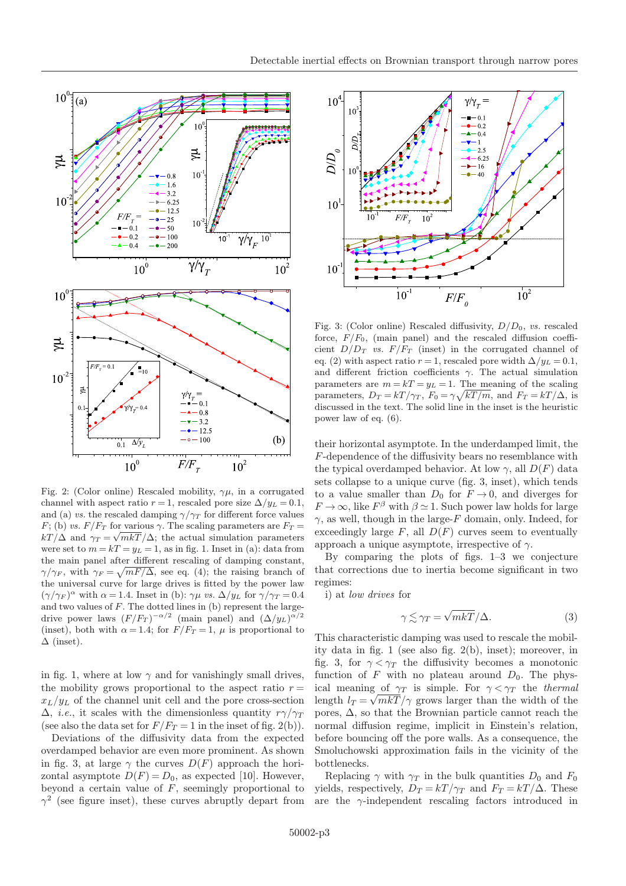Fig. 2: (Color online) Rescaled mobility, $\gamma\mu$, in a corrugated channel with aspect ratio $r = 1$, rescaled pore size $\Delta/y_L = 0.1$, and (a) *vs.* the rescaled damping $\gamma/\gamma_T$ for different force values $F$; (b) *vs.* $F/F_T$ for various $\gamma$. The scaling parameters are $F_T = kT/\Delta$ and $\gamma_T = \sqrt{mkT}/\Delta$; the actual simulation parameters were set to $m = kT = y_L = 1$, as in fig. 1. Inset in (a): data from the main panel after different rescaling of damping constant, $\gamma/\gamma_F$, with $\gamma_F = \sqrt{mF/\Delta}$, see eq. (4); the raising branch of the universal curve for large drives is fitted by the power law $(\gamma/\gamma_F)^\alpha$ with $\alpha = 1.4$. Inset in (b): $\gamma\mu$ *vs.* $\Delta/y_L$ for $\gamma/\gamma_T = 0.4$ and two values of $F$. The dotted lines in (b) represent the large-drive power laws $(F/F_T)^{-\alpha/2}$ (main panel) and $(\Delta/y_L)^{\alpha/2}$ (inset), both with $\alpha = 1.4$; for $F/F_T = 1$, $\mu$ is proportional to $\Delta$ (inset).

Fig. 3: (Color online) Rescaled diffusivity, $D/D_0$, *vs.* rescaled force, $F/F_0$, (main panel) and the rescaled diffusion coefficient $D/D_T$ *vs.* $F/F_T$ (inset) in the corrugated channel of eq. (2) with aspect ratio $r = 1$, rescaled pore width $\Delta/y_L = 0.1$, and different friction coefficients $\gamma$. The actual simulation parameters are $m = kT = y_L = 1$. The meaning of the scaling parameters, $D_T = kT/\gamma_T$, $F_0 = \gamma\sqrt{kT/m}$, and $F_T = kT/\Delta$, is discussed in the text. The solid line in the inset is the heuristic power law of eq. (6).

in fig. 1, where at low $\gamma$ and for vanishingly small drives, the mobility grows proportional to the aspect ratio $r = x_L/y_L$ of the channel unit cell and the pore cross-section $\Delta$, *i.e.*, it scales with the dimensionless quantity $r\gamma/\gamma_T$ (see also the data set for $F/F_T = 1$ in the inset of fig. 2(b)).

Deviations of the diffusivity data from the expected overdamped behavior are even more prominent. As shown in fig. 3, at large $\gamma$ the curves $D(F)$ approach the horizontal asymptote $D(F) = D_0$, as expected [10]. However, beyond a certain value of $F$, seemingly proportional to $\gamma^2$ (see figure inset), these curves abruptly depart from their horizontal asymptote. In the underdamped limit, the $F$-dependence of the diffusivity bears no resemblance with the typical overdamped behavior. At low $\gamma$, all $D(F)$ data sets collapse to a unique curve (fig. 3, inset), which tends to a value smaller than $D_0$ for $F \to 0$, and diverges for $F \to \infty$, like $F^\beta$ with $\beta \simeq 1$. Such power law holds for large $\gamma$, as well, though in the large-$F$ domain, only. Indeed, for exceedingly large $F$, all $D(F)$ curves seem to eventually approach a unique asymptote, irrespective of $\gamma$.

By comparing the plots of figs. 1–3 we conjecture that corrections due to inertia become significant in two regimes:

i) at *low drives* for

$$\gamma \lesssim \gamma_T = \sqrt{mkT}/\Delta. \tag{3}$$

This characteristic damping was used to rescale the mobility data in fig. 1 (see also fig. 2(b), inset); moreover, in fig. 3, for $\gamma < \gamma_T$ the diffusivity becomes a monotonic function of $F$ with no plateau around $D_0$. The physical meaning of $\gamma_T$ is simple. For $\gamma < \gamma_T$ the *thermal* length $l_T = \sqrt{mkT}/\gamma$ grows larger than the width of the pores, $\Delta$, so that the Brownian particle cannot reach the normal diffusion regime, implicit in Einstein's relation, before bouncing off the pore walls. As a consequence, the Smoluchowski approximation fails in the vicinity of the bottlenecks.

Replacing $\gamma$ with $\gamma_T$ in the bulk quantities $D_0$ and $F_0$ yields, respectively, $D_T = kT/\gamma_T$ and $F_T = kT/\Delta$. These are the $\gamma$-independent rescaling factors introduced in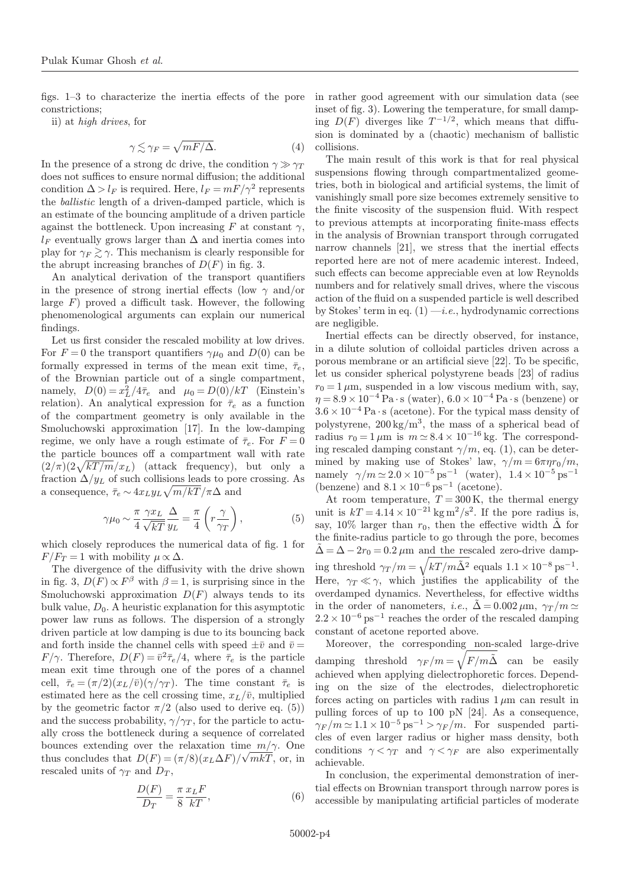figs. 1–3 to characterize the inertia effects of the pore constrictions;

ii) at *high drives*, for

$$\gamma \lesssim \gamma_F = \sqrt{mF/\Delta}. \tag{4}$$

In the presence of a strong dc drive, the condition $\gamma \gg \gamma_T$ does not suffices to ensure normal diffusion; the additional condition $\Delta > l_F$ is required. Here, $l_F = mF/\gamma^2$ represents the *ballistic* length of a driven-damped particle, which is an estimate of the bouncing amplitude of a driven particle against the bottleneck. Upon increasing $F$ at constant $\gamma$, $l_F$ eventually grows larger than $\Delta$ and inertia comes into play for $\gamma_F \gtrsim \gamma$. This mechanism is clearly responsible for the abrupt increasing branches of $D(F)$ in fig. 3.

An analytical derivation of the transport quantifiers in the presence of strong inertial effects (low $\gamma$ and/or large $F$) proved a difficult task. However, the following phenomenological arguments can explain our numerical findings.

Let us first consider the rescaled mobility at low drives. For $F = 0$ the transport quantifiers $\gamma\mu_0$ and $D(0)$ can be formally expressed in terms of the mean exit time, $\bar{\tau}_e$, of the Brownian particle out of a single compartment, namely, $D(0) = x_L^2/4\bar{\tau}_e$ and $\mu_0 = D(0)/kT$ (Einstein's relation). An analytical expression for $\bar{\tau}_e$ as a function of the compartment geometry is only available in the Smoluchowski approximation [17]. In the low-damping regime, we only have a rough estimate of $\bar{\tau}_e$. For $F = 0$ the particle bounces off a compartment wall with rate $(2/\pi)(2\sqrt{kT/m}/x_L)$ (attack frequency), but only a fraction $\Delta/y_L$ of such collisions leads to pore crossing. As a consequence, $\bar{\tau}_e \sim 4x_L y_L\sqrt{m/kT}/\pi\Delta$ and

$$\gamma\mu_0 \sim \frac{\pi}{4}\frac{\gamma x_L}{\sqrt{kT}}\frac{\Delta}{y_L} = \frac{\pi}{4}\left(r\frac{\gamma}{\gamma_T}\right), \tag{5}$$

which closely reproduces the numerical data of fig. 1 for $F/F_T = 1$ with mobility $\mu \propto \Delta$.

The divergence of the diffusivity with the drive shown in fig. 3, $D(F) \propto F^\beta$ with $\beta = 1$, is surprising since in the Smoluchowski approximation $D(F)$ always tends to its bulk value, $D_0$. A heuristic explanation for this asymptotic power law runs as follows. The dispersion of a strongly driven particle at low damping is due to its bouncing back and forth inside the channel cells with speed $\pm\bar{v}$ and $\bar{v} = F/\gamma$. Therefore, $D(F) = \bar{v}^2\bar{\tau}_e/4$, where $\bar{\tau}_e$ is the particle mean exit time through one of the pores of a channel cell, $\bar{\tau}_e = (\pi/2)(x_L/\bar{v})(\gamma/\gamma_T)$. The time constant $\bar{\tau}_e$ is estimated here as the cell crossing time, $x_L/\bar{v}$, multiplied by the geometric factor $\pi/2$ (also used to derive eq. (5)) and the success probability, $\gamma/\gamma_T$, for the particle to actually cross the bottleneck during a sequence of correlated bounces extending over the relaxation time $m/\gamma$. One thus concludes that $D(F) = (\pi/8)(x_L\Delta F)/\sqrt{mkT}$, or, in rescaled units of $\gamma_T$ and $D_T$,

$$\frac{D(F)}{D_T} = \frac{\pi}{8}\frac{x_L F}{kT}, \tag{6}$$

in rather good agreement with our simulation data (see inset of fig. 3). Lowering the temperature, for small damping $D(F)$ diverges like $T^{-1/2}$, which means that diffusion is dominated by a (chaotic) mechanism of ballistic collisions.

The main result of this work is that for real physical suspensions flowing through compartmentalized geometries, both in biological and artificial systems, the limit of vanishingly small pore size becomes extremely sensitive to the finite viscosity of the suspension fluid. With respect to previous attempts at incorporating finite-mass effects in the analysis of Brownian transport through corrugated narrow channels [21], we stress that the inertial effects reported here are not of mere academic interest. Indeed, such effects can become appreciable even at low Reynolds numbers and for relatively small drives, where the viscous action of the fluid on a suspended particle is well described by Stokes' term in eq. (1) —*i.e.*, hydrodynamic corrections are negligible.

Inertial effects can be directly observed, for instance, in a dilute solution of colloidal particles driven across a porous membrane or an artificial sieve [22]. To be specific, let us consider spherical polystyrene beads [23] of radius $r_0 = 1\,\mu$m, suspended in a low viscous medium with, say, $\eta = 8.9\times10^{-4}\,\mathrm{Pa\cdot s}$ (water), $6.0\times10^{-4}\,\mathrm{Pa\cdot s}$ (benzene) or $3.6\times10^{-4}\,\mathrm{Pa\cdot s}$ (acetone). For the typical mass density of polystyrene, $200\,\mathrm{kg/m^3}$, the mass of a spherical bead of radius $r_0 = 1\,\mu$m is $m \simeq 8.4\times10^{-16}\,$kg. The corresponding rescaled damping constant $\gamma/m$, eq. (1), can be determined by making use of Stokes' law, $\gamma/m = 6\pi\eta r_0/m$, namely $\gamma/m \simeq 2.0\times10^{-5}\,\mathrm{ps^{-1}}$ (water), $1.4\times10^{-5}\,\mathrm{ps^{-1}}$ (benzene) and $8.1\times10^{-6}\,\mathrm{ps^{-1}}$ (acetone).

At room temperature, $T = 300\,$K, the thermal energy unit is $kT = 4.14\times10^{-21}\,\mathrm{kg\,m^2/s^2}$. If the pore radius is, say, 10% larger than $r_0$, then the effective width $\tilde{\Delta}$ for the finite-radius particle to go through the pore, becomes $\tilde{\Delta} = \Delta - 2r_0 = 0.2\,\mu$m and the rescaled zero-drive damping threshold $\gamma_T/m = \sqrt{kT/m\tilde{\Delta}^2}$ equals $1.1\times10^{-8}\,\mathrm{ps^{-1}}$. Here, $\gamma_T \ll \gamma$, which justifies the applicability of the overdamped dynamics. Nevertheless, for effective widths in the order of nanometers, *i.e.*, $\tilde{\Delta} = 0.002\,\mu$m, $\gamma_T/m \simeq 2.2\times10^{-6}\,\mathrm{ps^{-1}}$ reaches the order of the rescaled damping constant of acetone reported above.

Moreover, the corresponding non-scaled large-drive damping threshold $\gamma_F/m = \sqrt{F/m\tilde{\Delta}}$ can be easily achieved when applying dielectrophoretic forces. Depending on the size of the electrodes, dielectrophoretic forces acting on particles with radius $1\,\mu$m can result in pulling forces of up to 100 pN [24]. As a consequence, $\gamma_F/m \simeq 1.1\times10^{-5}\,\mathrm{ps^{-1}} > \gamma_F/m$. For suspended particles of even larger radius or higher mass density, both conditions $\gamma < \gamma_T$ and $\gamma < \gamma_F$ are also experimentally achievable.

In conclusion, the experimental demonstration of inertial effects on Brownian transport through narrow pores is accessible by manipulating artificial particles of moderate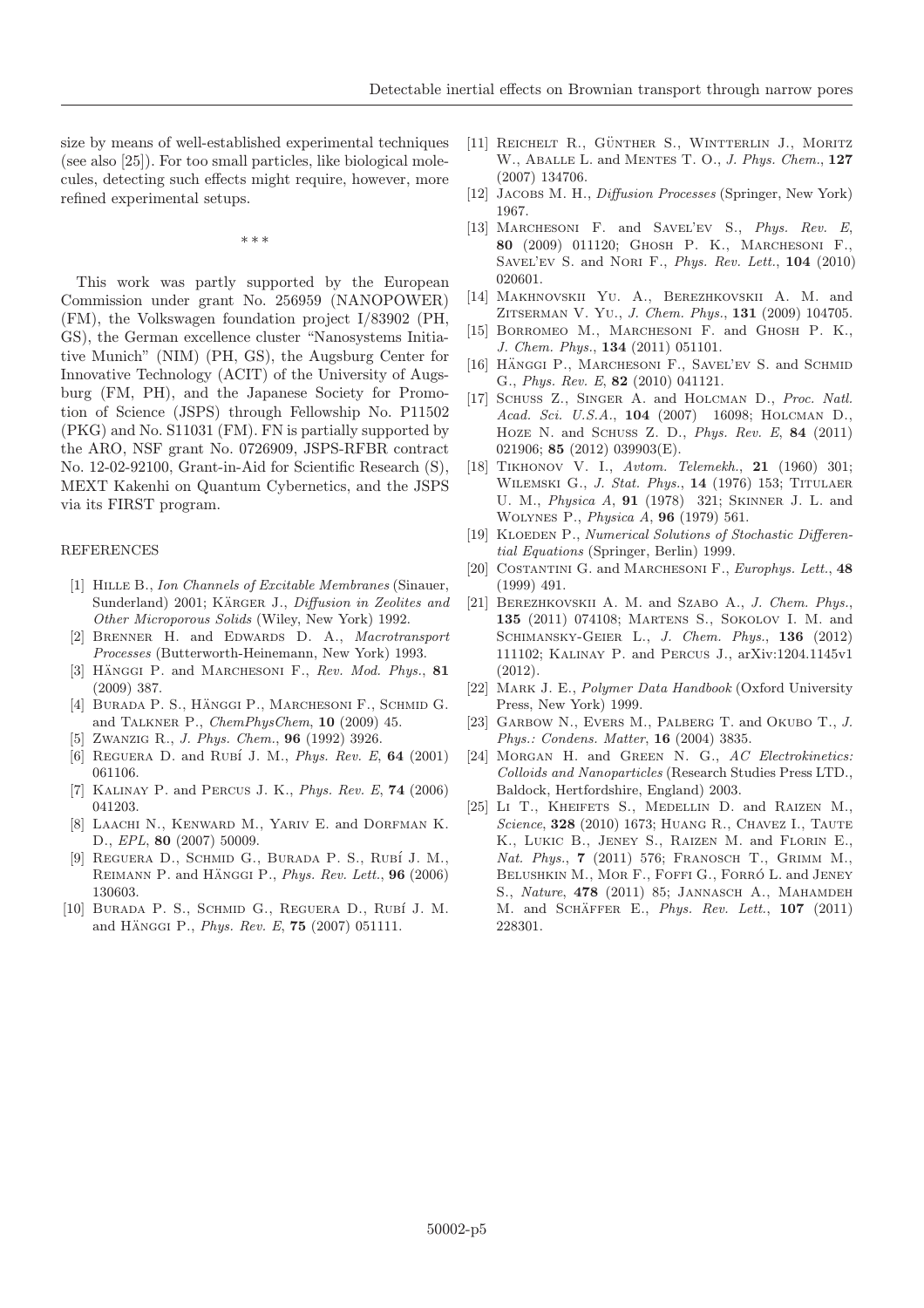size by means of well-established experimental techniques (see also [25]). For too small particles, like biological molecules, detecting such effects might require, however, more refined experimental setups.

\* \* \*

This work was partly supported by the European Commission under grant No. 256959 (NANOPOWER) (FM), the Volkswagen foundation project I/83902 (PH, GS), the German excellence cluster "Nanosystems Initiative Munich" (NIM) (PH, GS), the Augsburg Center for Innovative Technology (ACIT) of the University of Augsburg (FM, PH), and the Japanese Society for Promotion of Science (JSPS) through Fellowship No. P11502 (PKG) and No. S11031 (FM). FN is partially supported by the ARO, NSF grant No. 0726909, JSPS-RFBR contract No. 12-02-92100, Grant-in-Aid for Scientific Research (S), MEXT Kakenhi on Quantum Cybernetics, and the JSPS via its FIRST program.

REFERENCES

[1] Hille B., *Ion Channels of Excitable Membranes* (Sinauer, Sunderland) 2001; Kärger J., *Diffusion in Zeolites and Other Microporous Solids* (Wiley, New York) 1992.

[2] Brenner H. and Edwards D. A., *Macrotransport Processes* (Butterworth-Heinemann, New York) 1993.

[3] Hänggi P. and Marchesoni F., *Rev. Mod. Phys.*, **81** (2009) 387.

[4] Burada P. S., Hänggi P., Marchesoni F., Schmid G. and Talkner P., *ChemPhysChem*, **10** (2009) 45.

[5] Zwanzig R., *J. Phys. Chem.*, **96** (1992) 3926.

[6] Reguera D. and Rubí J. M., *Phys. Rev. E*, **64** (2001) 061106.

[7] Kalinay P. and Percus J. K., *Phys. Rev. E*, **74** (2006) 041203.

[8] Laachi N., Kenward M., Yariv E. and Dorfman K. D., *EPL*, **80** (2007) 50009.

[9] Reguera D., Schmid G., Burada P. S., Rubí J. M., Reimann P. and Hänggi P., *Phys. Rev. Lett.*, **96** (2006) 130603.

[10] Burada P. S., Schmid G., Reguera D., Rubí J. M. and Hänggi P., *Phys. Rev. E*, **75** (2007) 051111.

[11] Reichelt R., Günther S., Wintterlin J., Moritz W., Aballe L. and Mentes T. O., *J. Phys. Chem.*, **127** (2007) 134706.

[12] Jacobs M. H., *Diffusion Processes* (Springer, New York) 1967.

[13] Marchesoni F. and Savel'ev S., *Phys. Rev. E*, **80** (2009) 011120; Ghosh P. K., Marchesoni F., Savel'ev S. and Nori F., *Phys. Rev. Lett.*, **104** (2010) 020601.

[14] Makhnovskii Yu. A., Berezhkovskii A. M. and Zitserman V. Yu., *J. Chem. Phys.*, **131** (2009) 104705.

[15] Borromeo M., Marchesoni F. and Ghosh P. K., *J. Chem. Phys.*, **134** (2011) 051101.

[16] Hänggi P., Marchesoni F., Savel'ev S. and Schmid G., *Phys. Rev. E*, **82** (2010) 041121.

[17] Schuss Z., Singer A. and Holcman D., *Proc. Natl. Acad. Sci. U.S.A.*, **104** (2007) 16098; Holcman D., Hoze N. and Schuss Z. D., *Phys. Rev. E*, **84** (2011) 021906; **85** (2012) 039903(E).

[18] Tikhonov V. I., *Avtom. Telemekh.*, **21** (1960) 301; Wilemski G., *J. Stat. Phys.*, **14** (1976) 153; Titulaer U. M., *Physica A*, **91** (1978) 321; Skinner J. L. and Wolynes P., *Physica A*, **96** (1979) 561.

[19] Kloeden P., *Numerical Solutions of Stochastic Differential Equations* (Springer, Berlin) 1999.

[20] Costantini G. and Marchesoni F., *Europhys. Lett.*, **48** (1999) 491.

[21] Berezhkovskii A. M. and Szabo A., *J. Chem. Phys.*, **135** (2011) 074108; Martens S., Sokolov I. M. and Schimansky-Geier L., *J. Chem. Phys.*, **136** (2012) 111102; Kalinay P. and Percus J., arXiv:1204.1145v1 (2012).

[22] Mark J. E., *Polymer Data Handbook* (Oxford University Press, New York) 1999.

[23] Garbow N., Evers M., Palberg T. and Okubo T., *J. Phys.: Condens. Matter*, **16** (2004) 3835.

[24] Morgan H. and Green N. G., *AC Electrokinetics: Colloids and Nanoparticles* (Research Studies Press LTD., Baldock, Hertfordshire, England) 2003.

[25] Li T., Kheifets S., Medellin D. and Raizen M., *Science*, **328** (2010) 1673; Huang R., Chavez I., Taute K., Lukic B., Jeney S., Raizen M. and Florin E., *Nat. Phys.*, **7** (2011) 576; Franosch T., Grimm M., Belushkin M., Mor F., Foffi G., Forró L. and Jeney S., *Nature*, **478** (2011) 85; Jannasch A., Mahamdeh M. and Schäffer E., *Phys. Rev. Lett.*, **107** (2011) 228301.